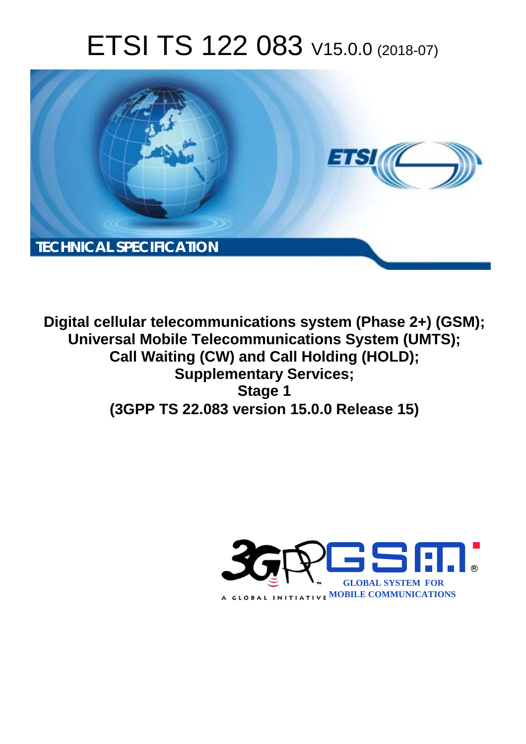# ETSI TS 122 083 V15.0.0 (2018-07)

TECHNICAL SPECIFICATION

**Digital cellular telecommunications system (Phase 2+) (GSM);**
**Universal Mobile Telecommunications System (UMTS);**
**Call Waiting (CW) and Call Holding (HOLD);**
**Supplementary Services;**
**Stage 1**
**(3GPP TS 22.083 version 15.0.0 Release 15)**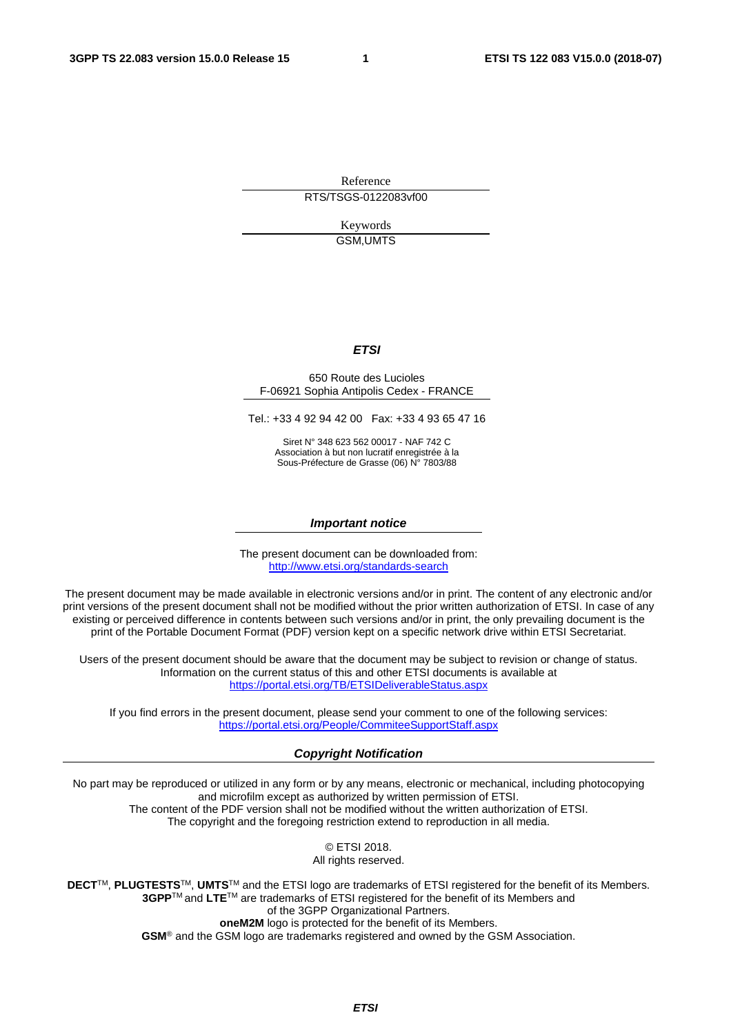Reference

RTS/TSGS-0122083vf00

Keywords

GSM,UMTS

***ETSI***

650 Route des Lucioles
F-06921 Sophia Antipolis Cedex - FRANCE

Tel.: +33 4 92 94 42 00 Fax: +33 4 93 65 47 16

Siret N° 348 623 562 00017 - NAF 742 C
Association à but non lucratif enregistrée à la
Sous-Préfecture de Grasse (06) N° 7803/88

***Important notice***

The present document can be downloaded from:
http://www.etsi.org/standards-search

The present document may be made available in electronic versions and/or in print. The content of any electronic and/or print versions of the present document shall not be modified without the prior written authorization of ETSI. In case of any existing or perceived difference in contents between such versions and/or in print, the only prevailing document is the print of the Portable Document Format (PDF) version kept on a specific network drive within ETSI Secretariat.

Users of the present document should be aware that the document may be subject to revision or change of status. Information on the current status of this and other ETSI documents is available at
https://portal.etsi.org/TB/ETSIDeliverableStatus.aspx

If you find errors in the present document, please send your comment to one of the following services:
https://portal.etsi.org/People/CommiteeSupportStaff.aspx

***Copyright Notification***

No part may be reproduced or utilized in any form or by any means, electronic or mechanical, including photocopying and microfilm except as authorized by written permission of ETSI.
The content of the PDF version shall not be modified without the written authorization of ETSI.
The copyright and the foregoing restriction extend to reproduction in all media.

© ETSI 2018.
All rights reserved.

**DECT**™, **PLUGTESTS**™, **UMTS**™ and the ETSI logo are trademarks of ETSI registered for the benefit of its Members.
**3GPP**™ and **LTE**™ are trademarks of ETSI registered for the benefit of its Members and
of the 3GPP Organizational Partners.
**oneM2M** logo is protected for the benefit of its Members.
**GSM**® and the GSM logo are trademarks registered and owned by the GSM Association.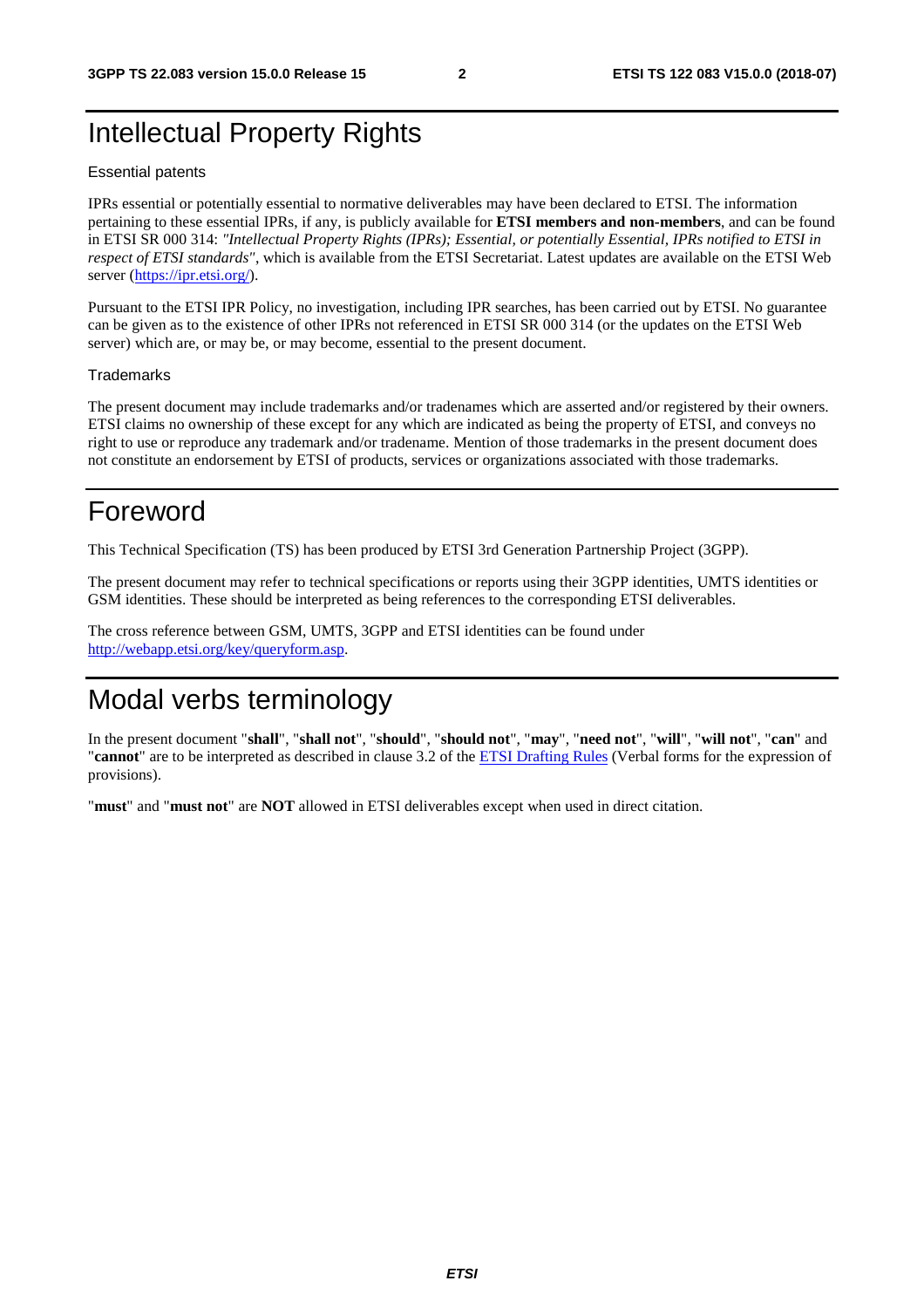# Intellectual Property Rights

Essential patents

IPRs essential or potentially essential to normative deliverables may have been declared to ETSI. The information pertaining to these essential IPRs, if any, is publicly available for **ETSI members and non-members**, and can be found in ETSI SR 000 314: *"Intellectual Property Rights (IPRs); Essential, or potentially Essential, IPRs notified to ETSI in respect of ETSI standards"*, which is available from the ETSI Secretariat. Latest updates are available on the ETSI Web server (https://ipr.etsi.org/).

Pursuant to the ETSI IPR Policy, no investigation, including IPR searches, has been carried out by ETSI. No guarantee can be given as to the existence of other IPRs not referenced in ETSI SR 000 314 (or the updates on the ETSI Web server) which are, or may be, or may become, essential to the present document.

Trademarks

The present document may include trademarks and/or tradenames which are asserted and/or registered by their owners. ETSI claims no ownership of these except for any which are indicated as being the property of ETSI, and conveys no right to use or reproduce any trademark and/or tradename. Mention of those trademarks in the present document does not constitute an endorsement by ETSI of products, services or organizations associated with those trademarks.

# Foreword

This Technical Specification (TS) has been produced by ETSI 3rd Generation Partnership Project (3GPP).

The present document may refer to technical specifications or reports using their 3GPP identities, UMTS identities or GSM identities. These should be interpreted as being references to the corresponding ETSI deliverables.

The cross reference between GSM, UMTS, 3GPP and ETSI identities can be found under http://webapp.etsi.org/key/queryform.asp.

# Modal verbs terminology

In the present document "**shall**", "**shall not**", "**should**", "**should not**", "**may**", "**need not**", "**will**", "**will not**", "**can**" and "**cannot**" are to be interpreted as described in clause 3.2 of the ETSI Drafting Rules (Verbal forms for the expression of provisions).

"**must**" and "**must not**" are **NOT** allowed in ETSI deliverables except when used in direct citation.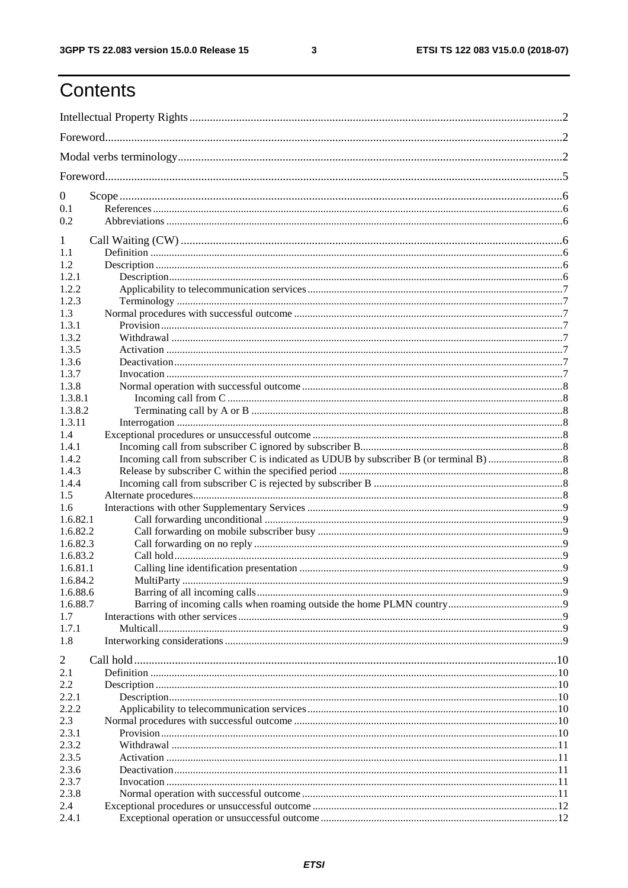# Contents

Intellectual Property Rights ........ 2
Foreword ........ 2
Modal verbs terminology ........ 2
Foreword ........ 5
0 Scope ........ 6
0.1 References ........ 6
0.2 Abbreviations ........ 6
1 Call Waiting (CW) ........ 6
1.1 Definition ........ 6
1.2 Description ........ 6
1.2.1 Description ........ 6
1.2.2 Applicability to telecommunication services ........ 7
1.2.3 Terminology ........ 7
1.3 Normal procedures with successful outcome ........ 7
1.3.1 Provision ........ 7
1.3.2 Withdrawal ........ 7
1.3.5 Activation ........ 7
1.3.6 Deactivation ........ 7
1.3.7 Invocation ........ 7
1.3.8 Normal operation with successful outcome ........ 8
1.3.8.1 Incoming call from C ........ 8
1.3.8.2 Terminating call by A or B ........ 8
1.3.11 Interrogation ........ 8
1.4 Exceptional procedures or unsuccessful outcome ........ 8
1.4.1 Incoming call from subscriber C ignored by subscriber B ........ 8
1.4.2 Incoming call from subscriber C is indicated as UDUB by subscriber B (or terminal B) ........ 8
1.4.3 Release by subscriber C within the specified period ........ 8
1.4.4 Incoming call from subscriber C is rejected by subscriber B ........ 8
1.5 Alternate procedures ........ 8
1.6 Interactions with other Supplementary Services ........ 9
1.6.82.1 Call forwarding unconditional ........ 9
1.6.82.2 Call forwarding on mobile subscriber busy ........ 9
1.6.82.3 Call forwarding on no reply ........ 9
1.6.83.2 Call hold ........ 9
1.6.81.1 Calling line identification presentation ........ 9
1.6.84.2 MultiParty ........ 9
1.6.88.6 Barring of all incoming calls ........ 9
1.6.88.7 Barring of incoming calls when roaming outside the home PLMN country ........ 9
1.7 Interactions with other services ........ 9
1.7.1 Multicall ........ 9
1.8 Interworking considerations ........ 9
2 Call hold ........ 10
2.1 Definition ........ 10
2.2 Description ........ 10
2.2.1 Description ........ 10
2.2.2 Applicability to telecommunication services ........ 10
2.3 Normal procedures with successful outcome ........ 10
2.3.1 Provision ........ 10
2.3.2 Withdrawal ........ 11
2.3.5 Activation ........ 11
2.3.6 Deactivation ........ 11
2.3.7 Invocation ........ 11
2.3.8 Normal operation with successful outcome ........ 11
2.4 Exceptional procedures or unsuccessful outcome ........ 12
2.4.1 Exceptional operation or unsuccessful outcome ........ 12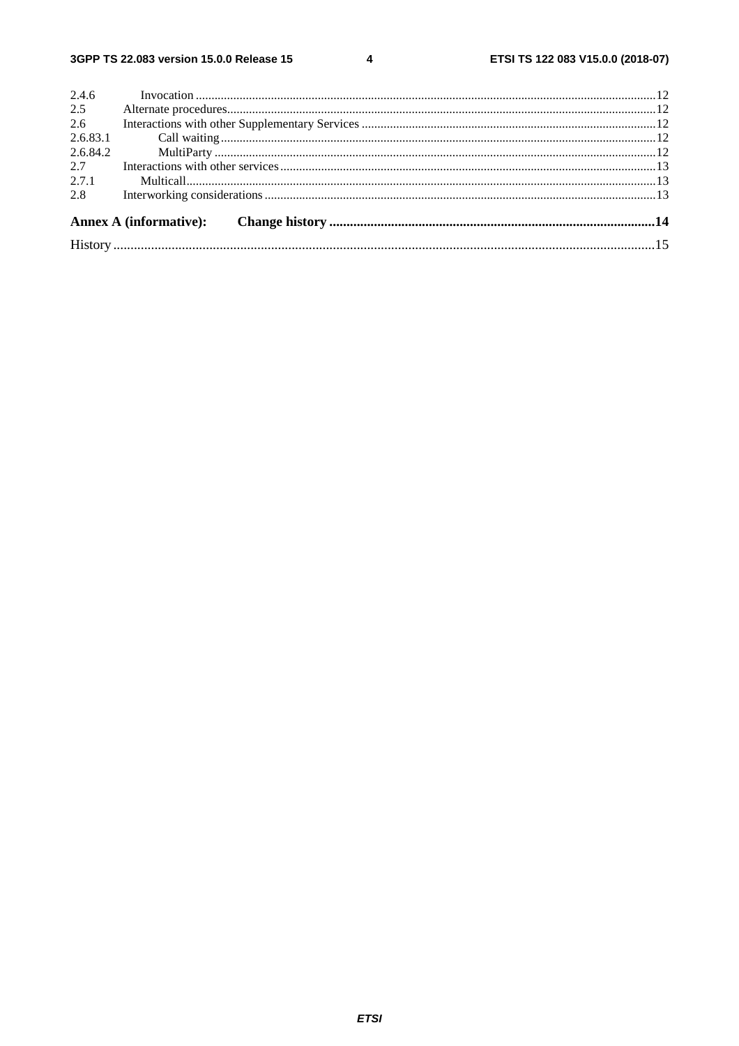2.4.6 Invocation ... 12
2.5 Alternate procedures ... 12
2.6 Interactions with other Supplementary Services ... 12
2.6.83.1 Call waiting ... 12
2.6.84.2 MultiParty ... 12
2.7 Interactions with other services ... 13
2.7.1 Multicall ... 13
2.8 Interworking considerations ... 13

**Annex A (informative): Change history ... 14**

History ... 15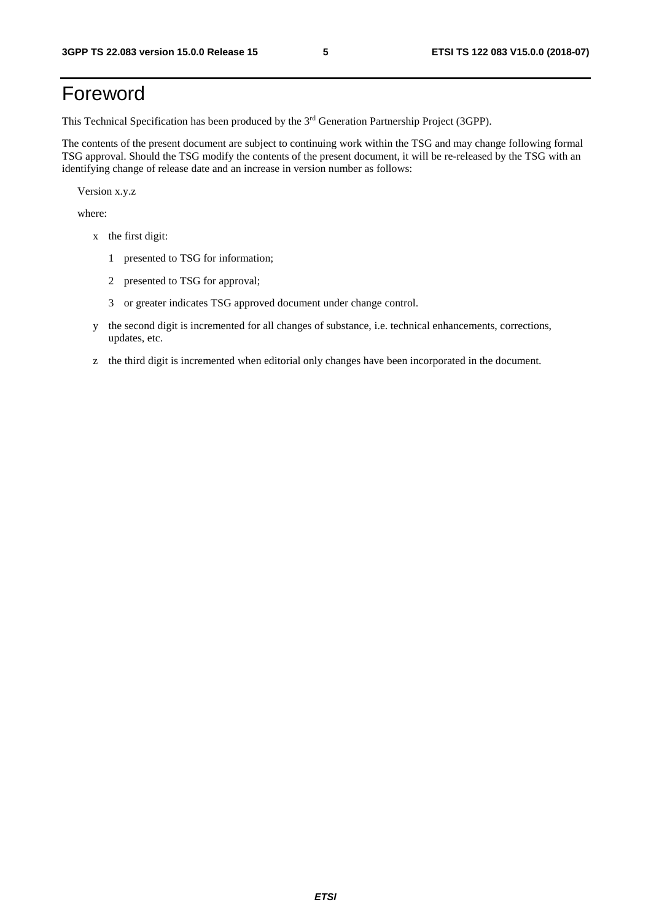# Foreword

This Technical Specification has been produced by the 3rd Generation Partnership Project (3GPP).

The contents of the present document are subject to continuing work within the TSG and may change following formal TSG approval. Should the TSG modify the contents of the present document, it will be re-released by the TSG with an identifying change of release date and an increase in version number as follows:

Version x.y.z

where:

- x the first digit:
  - 1 presented to TSG for information;
  - 2 presented to TSG for approval;
  - 3 or greater indicates TSG approved document under change control.
- y the second digit is incremented for all changes of substance, i.e. technical enhancements, corrections, updates, etc.
- z the third digit is incremented when editorial only changes have been incorporated in the document.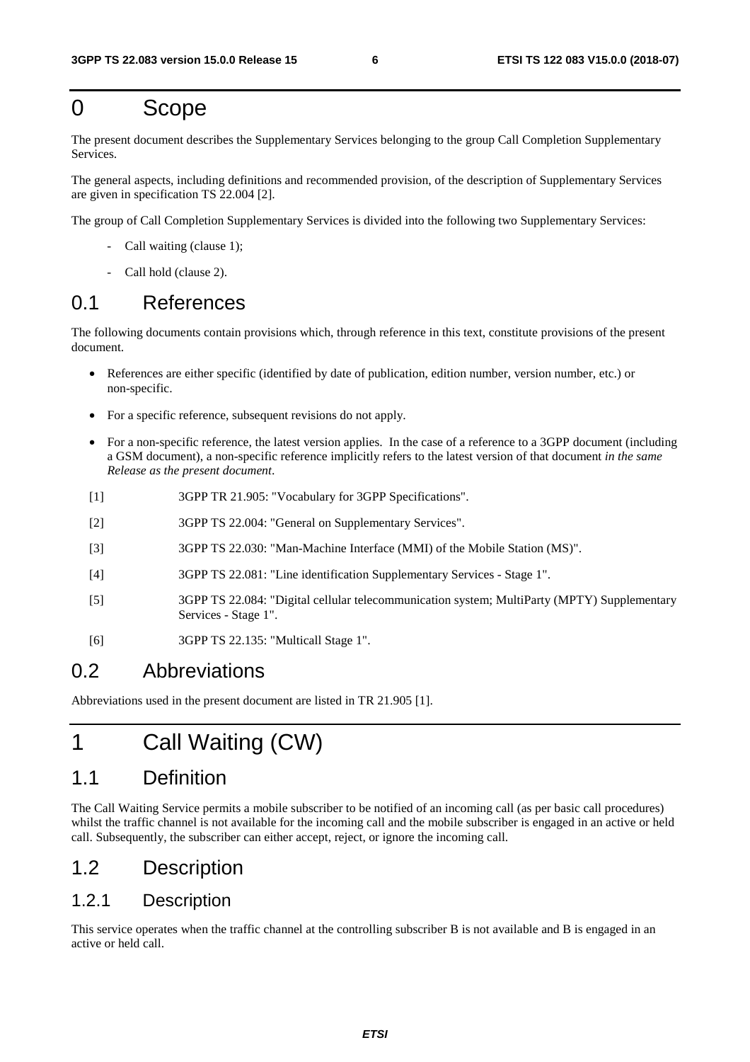# 0 Scope

The present document describes the Supplementary Services belonging to the group Call Completion Supplementary Services.

The general aspects, including definitions and recommended provision, of the description of Supplementary Services are given in specification TS 22.004 [2].

The group of Call Completion Supplementary Services is divided into the following two Supplementary Services:

- Call waiting (clause 1);
- Call hold (clause 2).

## 0.1 References

The following documents contain provisions which, through reference in this text, constitute provisions of the present document.

- References are either specific (identified by date of publication, edition number, version number, etc.) or non-specific.
- For a specific reference, subsequent revisions do not apply.
- For a non-specific reference, the latest version applies. In the case of a reference to a 3GPP document (including a GSM document), a non-specific reference implicitly refers to the latest version of that document *in the same Release as the present document*.

[1] 3GPP TR 21.905: "Vocabulary for 3GPP Specifications".

[2] 3GPP TS 22.004: "General on Supplementary Services".

[3] 3GPP TS 22.030: "Man-Machine Interface (MMI) of the Mobile Station (MS)".

[4] 3GPP TS 22.081: "Line identification Supplementary Services - Stage 1".

[5] 3GPP TS 22.084: "Digital cellular telecommunication system; MultiParty (MPTY) Supplementary Services - Stage 1".

[6] 3GPP TS 22.135: "Multicall Stage 1".

## 0.2 Abbreviations

Abbreviations used in the present document are listed in TR 21.905 [1].

# 1 Call Waiting (CW)

## 1.1 Definition

The Call Waiting Service permits a mobile subscriber to be notified of an incoming call (as per basic call procedures) whilst the traffic channel is not available for the incoming call and the mobile subscriber is engaged in an active or held call. Subsequently, the subscriber can either accept, reject, or ignore the incoming call.

## 1.2 Description

### 1.2.1 Description

This service operates when the traffic channel at the controlling subscriber B is not available and B is engaged in an active or held call.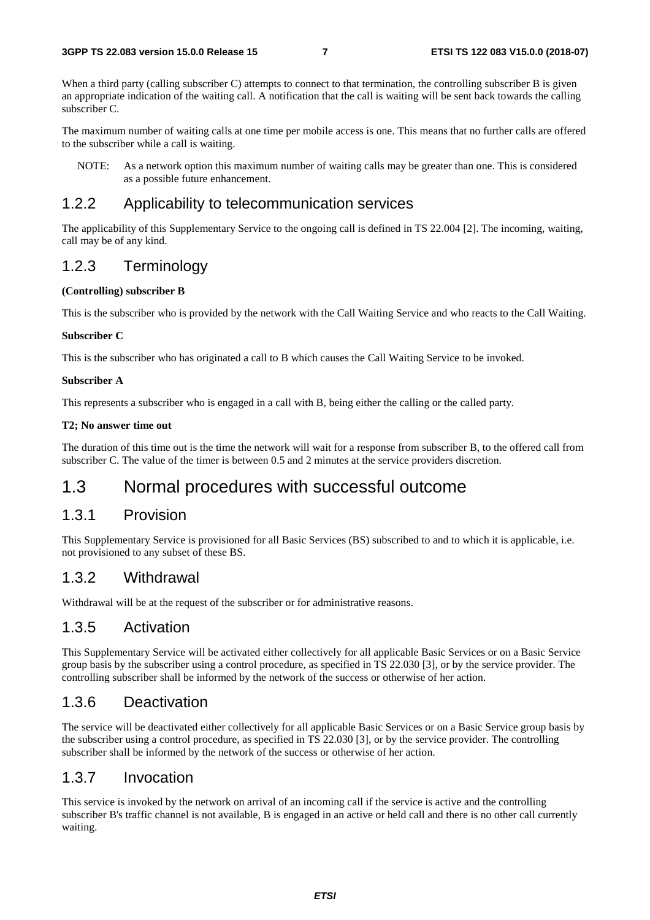When a third party (calling subscriber C) attempts to connect to that termination, the controlling subscriber B is given an appropriate indication of the waiting call. A notification that the call is waiting will be sent back towards the calling subscriber C.

The maximum number of waiting calls at one time per mobile access is one. This means that no further calls are offered to the subscriber while a call is waiting.

NOTE: As a network option this maximum number of waiting calls may be greater than one. This is considered as a possible future enhancement.

### 1.2.2 Applicability to telecommunication services

The applicability of this Supplementary Service to the ongoing call is defined in TS 22.004 [2]. The incoming, waiting, call may be of any kind.

### 1.2.3 Terminology

**(Controlling) subscriber B**

This is the subscriber who is provided by the network with the Call Waiting Service and who reacts to the Call Waiting.

**Subscriber C**

This is the subscriber who has originated a call to B which causes the Call Waiting Service to be invoked.

**Subscriber A**

This represents a subscriber who is engaged in a call with B, being either the calling or the called party.

**T2; No answer time out**

The duration of this time out is the time the network will wait for a response from subscriber B, to the offered call from subscriber C. The value of the timer is between 0.5 and 2 minutes at the service providers discretion.

## 1.3 Normal procedures with successful outcome

### 1.3.1 Provision

This Supplementary Service is provisioned for all Basic Services (BS) subscribed to and to which it is applicable, i.e. not provisioned to any subset of these BS.

### 1.3.2 Withdrawal

Withdrawal will be at the request of the subscriber or for administrative reasons.

### 1.3.5 Activation

This Supplementary Service will be activated either collectively for all applicable Basic Services or on a Basic Service group basis by the subscriber using a control procedure, as specified in TS 22.030 [3], or by the service provider. The controlling subscriber shall be informed by the network of the success or otherwise of her action.

### 1.3.6 Deactivation

The service will be deactivated either collectively for all applicable Basic Services or on a Basic Service group basis by the subscriber using a control procedure, as specified in TS 22.030 [3], or by the service provider. The controlling subscriber shall be informed by the network of the success or otherwise of her action.

### 1.3.7 Invocation

This service is invoked by the network on arrival of an incoming call if the service is active and the controlling subscriber B's traffic channel is not available, B is engaged in an active or held call and there is no other call currently waiting.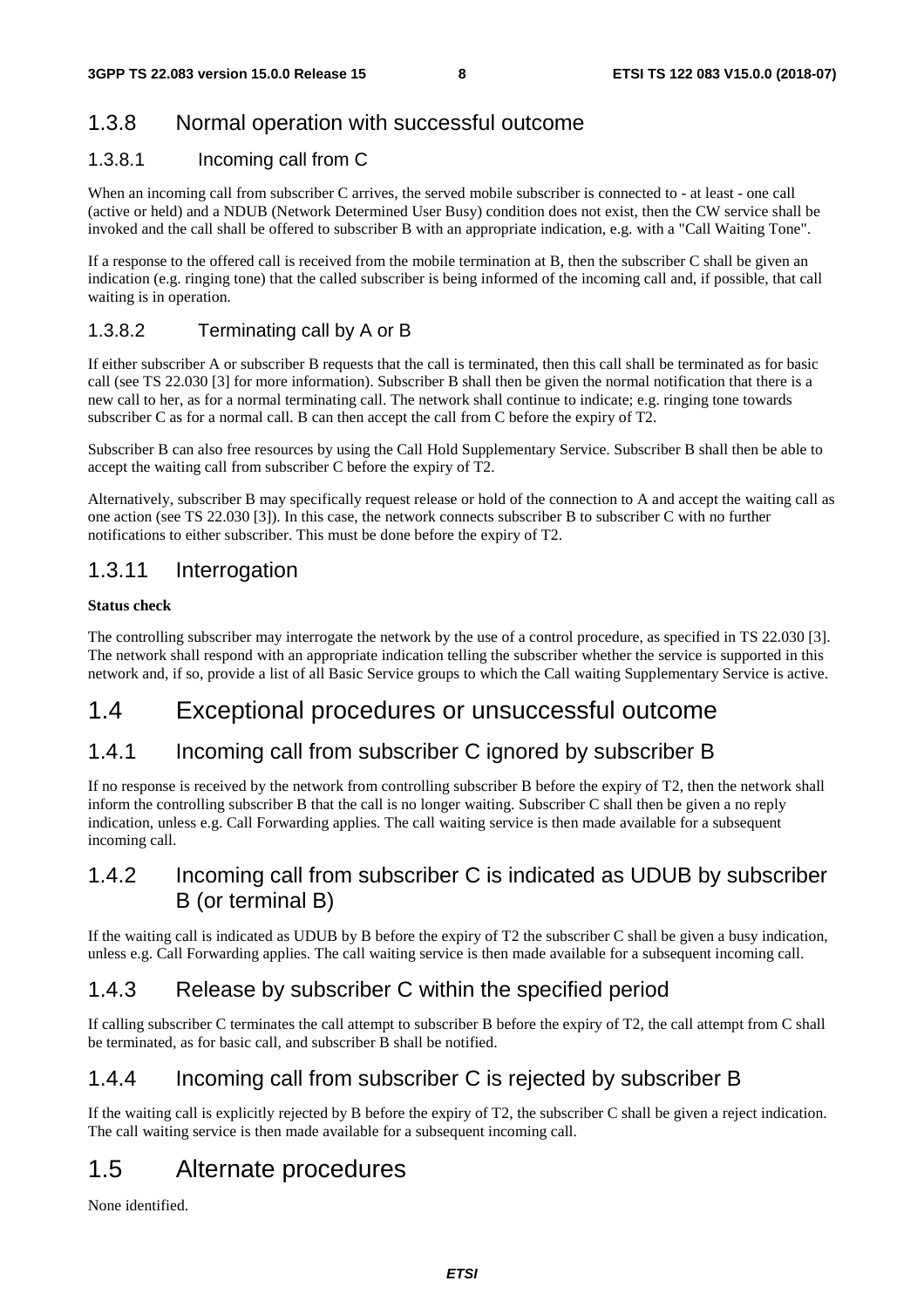### 1.3.8 Normal operation with successful outcome

#### 1.3.8.1 Incoming call from C

When an incoming call from subscriber C arrives, the served mobile subscriber is connected to - at least - one call (active or held) and a NDUB (Network Determined User Busy) condition does not exist, then the CW service shall be invoked and the call shall be offered to subscriber B with an appropriate indication, e.g. with a "Call Waiting Tone".

If a response to the offered call is received from the mobile termination at B, then the subscriber C shall be given an indication (e.g. ringing tone) that the called subscriber is being informed of the incoming call and, if possible, that call waiting is in operation.

#### 1.3.8.2 Terminating call by A or B

If either subscriber A or subscriber B requests that the call is terminated, then this call shall be terminated as for basic call (see TS 22.030 [3] for more information). Subscriber B shall then be given the normal notification that there is a new call to her, as for a normal terminating call. The network shall continue to indicate; e.g. ringing tone towards subscriber C as for a normal call. B can then accept the call from C before the expiry of T2.

Subscriber B can also free resources by using the Call Hold Supplementary Service. Subscriber B shall then be able to accept the waiting call from subscriber C before the expiry of T2.

Alternatively, subscriber B may specifically request release or hold of the connection to A and accept the waiting call as one action (see TS 22.030 [3]). In this case, the network connects subscriber B to subscriber C with no further notifications to either subscriber. This must be done before the expiry of T2.

### 1.3.11 Interrogation

**Status check**

The controlling subscriber may interrogate the network by the use of a control procedure, as specified in TS 22.030 [3]. The network shall respond with an appropriate indication telling the subscriber whether the service is supported in this network and, if so, provide a list of all Basic Service groups to which the Call waiting Supplementary Service is active.

## 1.4 Exceptional procedures or unsuccessful outcome

### 1.4.1 Incoming call from subscriber C ignored by subscriber B

If no response is received by the network from controlling subscriber B before the expiry of T2, then the network shall inform the controlling subscriber B that the call is no longer waiting. Subscriber C shall then be given a no reply indication, unless e.g. Call Forwarding applies. The call waiting service is then made available for a subsequent incoming call.

### 1.4.2 Incoming call from subscriber C is indicated as UDUB by subscriber B (or terminal B)

If the waiting call is indicated as UDUB by B before the expiry of T2 the subscriber C shall be given a busy indication, unless e.g. Call Forwarding applies. The call waiting service is then made available for a subsequent incoming call.

### 1.4.3 Release by subscriber C within the specified period

If calling subscriber C terminates the call attempt to subscriber B before the expiry of T2, the call attempt from C shall be terminated, as for basic call, and subscriber B shall be notified.

### 1.4.4 Incoming call from subscriber C is rejected by subscriber B

If the waiting call is explicitly rejected by B before the expiry of T2, the subscriber C shall be given a reject indication. The call waiting service is then made available for a subsequent incoming call.

## 1.5 Alternate procedures

None identified.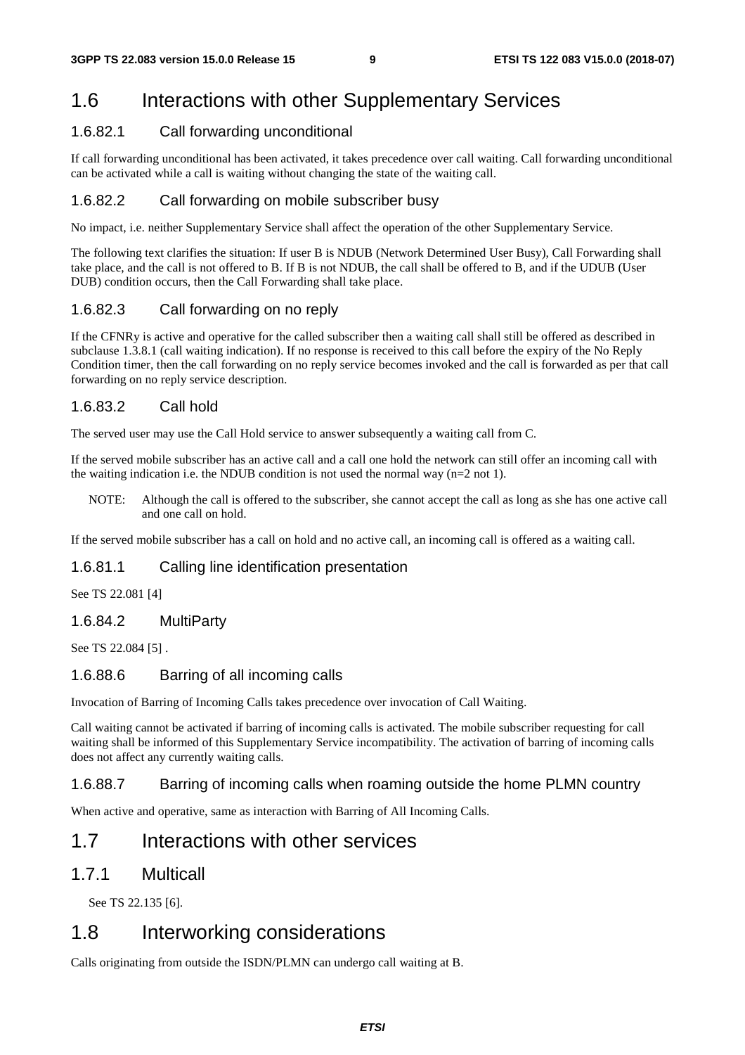# 1.6 Interactions with other Supplementary Services

### 1.6.82.1 Call forwarding unconditional

If call forwarding unconditional has been activated, it takes precedence over call waiting. Call forwarding unconditional can be activated while a call is waiting without changing the state of the waiting call.

### 1.6.82.2 Call forwarding on mobile subscriber busy

No impact, i.e. neither Supplementary Service shall affect the operation of the other Supplementary Service.

The following text clarifies the situation: If user B is NDUB (Network Determined User Busy), Call Forwarding shall take place, and the call is not offered to B. If B is not NDUB, the call shall be offered to B, and if the UDUB (User DUB) condition occurs, then the Call Forwarding shall take place.

### 1.6.82.3 Call forwarding on no reply

If the CFNRy is active and operative for the called subscriber then a waiting call shall still be offered as described in subclause 1.3.8.1 (call waiting indication). If no response is received to this call before the expiry of the No Reply Condition timer, then the call forwarding on no reply service becomes invoked and the call is forwarded as per that call forwarding on no reply service description.

### 1.6.83.2 Call hold

The served user may use the Call Hold service to answer subsequently a waiting call from C.

If the served mobile subscriber has an active call and a call one hold the network can still offer an incoming call with the waiting indication i.e. the NDUB condition is not used the normal way (n=2 not 1).

NOTE: Although the call is offered to the subscriber, she cannot accept the call as long as she has one active call and one call on hold.

If the served mobile subscriber has a call on hold and no active call, an incoming call is offered as a waiting call.

### 1.6.81.1 Calling line identification presentation

See TS 22.081 [4]

### 1.6.84.2 MultiParty

See TS 22.084 [5] .

### 1.6.88.6 Barring of all incoming calls

Invocation of Barring of Incoming Calls takes precedence over invocation of Call Waiting.

Call waiting cannot be activated if barring of incoming calls is activated. The mobile subscriber requesting for call waiting shall be informed of this Supplementary Service incompatibility. The activation of barring of incoming calls does not affect any currently waiting calls.

### 1.6.88.7 Barring of incoming calls when roaming outside the home PLMN country

When active and operative, same as interaction with Barring of All Incoming Calls.

# 1.7 Interactions with other services

## 1.7.1 Multicall

See TS 22.135 [6].

# 1.8 Interworking considerations

Calls originating from outside the ISDN/PLMN can undergo call waiting at B.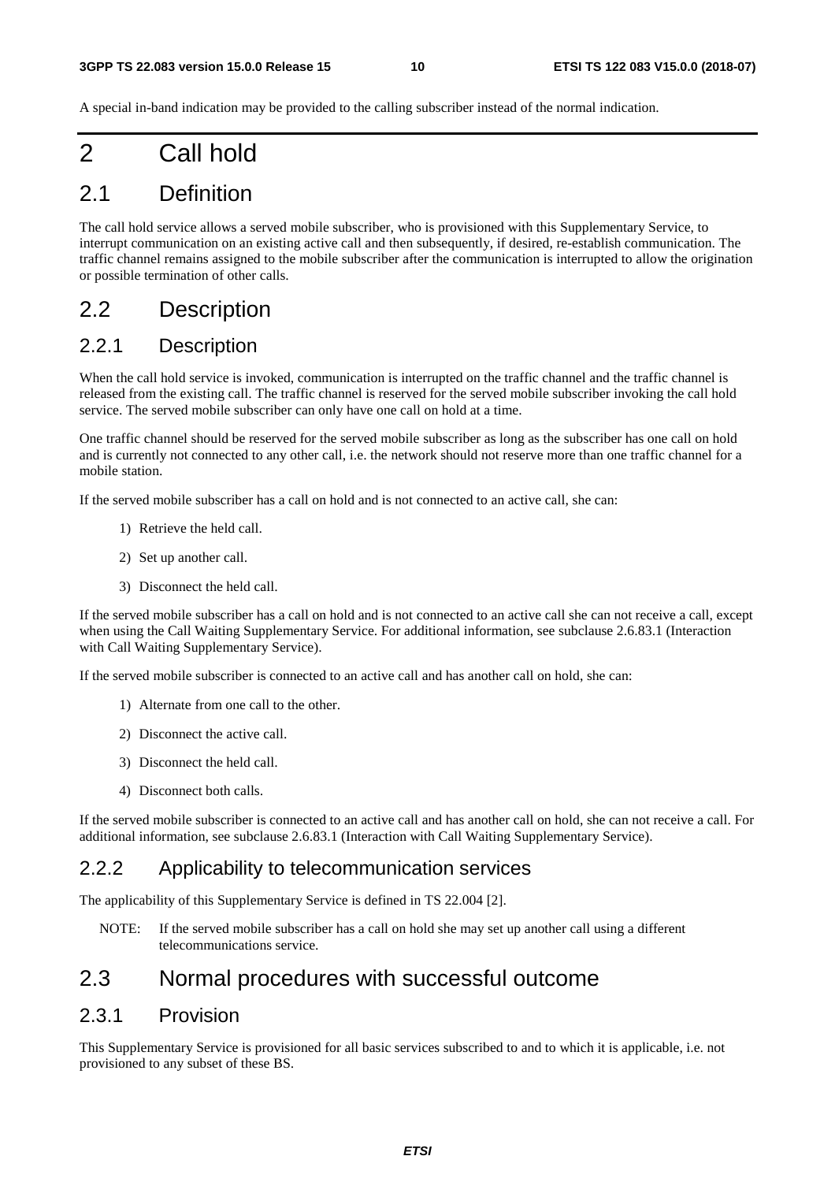A special in-band indication may be provided to the calling subscriber instead of the normal indication.

# 2 Call hold

## 2.1 Definition

The call hold service allows a served mobile subscriber, who is provisioned with this Supplementary Service, to interrupt communication on an existing active call and then subsequently, if desired, re-establish communication. The traffic channel remains assigned to the mobile subscriber after the communication is interrupted to allow the origination or possible termination of other calls.

## 2.2 Description

### 2.2.1 Description

When the call hold service is invoked, communication is interrupted on the traffic channel and the traffic channel is released from the existing call. The traffic channel is reserved for the served mobile subscriber invoking the call hold service. The served mobile subscriber can only have one call on hold at a time.

One traffic channel should be reserved for the served mobile subscriber as long as the subscriber has one call on hold and is currently not connected to any other call, i.e. the network should not reserve more than one traffic channel for a mobile station.

If the served mobile subscriber has a call on hold and is not connected to an active call, she can:

1) Retrieve the held call.

2) Set up another call.

3) Disconnect the held call.

If the served mobile subscriber has a call on hold and is not connected to an active call she can not receive a call, except when using the Call Waiting Supplementary Service. For additional information, see subclause 2.6.83.1 (Interaction with Call Waiting Supplementary Service).

If the served mobile subscriber is connected to an active call and has another call on hold, she can:

1) Alternate from one call to the other.

2) Disconnect the active call.

3) Disconnect the held call.

4) Disconnect both calls.

If the served mobile subscriber is connected to an active call and has another call on hold, she can not receive a call. For additional information, see subclause 2.6.83.1 (Interaction with Call Waiting Supplementary Service).

### 2.2.2 Applicability to telecommunication services

The applicability of this Supplementary Service is defined in TS 22.004 [2].

NOTE: If the served mobile subscriber has a call on hold she may set up another call using a different telecommunications service.

## 2.3 Normal procedures with successful outcome

### 2.3.1 Provision

This Supplementary Service is provisioned for all basic services subscribed to and to which it is applicable, i.e. not provisioned to any subset of these BS.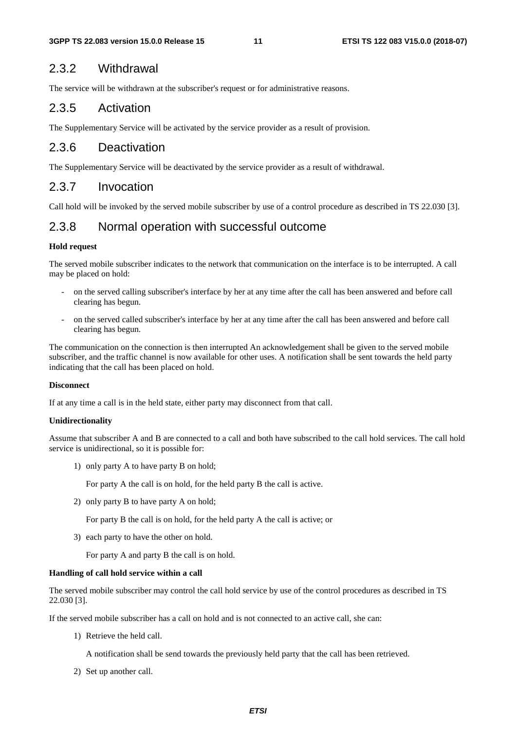## 2.3.2 Withdrawal

The service will be withdrawn at the subscriber's request or for administrative reasons.

## 2.3.5 Activation

The Supplementary Service will be activated by the service provider as a result of provision.

## 2.3.6 Deactivation

The Supplementary Service will be deactivated by the service provider as a result of withdrawal.

## 2.3.7 Invocation

Call hold will be invoked by the served mobile subscriber by use of a control procedure as described in TS 22.030 [3].

## 2.3.8 Normal operation with successful outcome

**Hold request**

The served mobile subscriber indicates to the network that communication on the interface is to be interrupted. A call may be placed on hold:

- on the served calling subscriber's interface by her at any time after the call has been answered and before call clearing has begun.
- on the served called subscriber's interface by her at any time after the call has been answered and before call clearing has begun.

The communication on the connection is then interrupted An acknowledgement shall be given to the served mobile subscriber, and the traffic channel is now available for other uses. A notification shall be sent towards the held party indicating that the call has been placed on hold.

**Disconnect**

If at any time a call is in the held state, either party may disconnect from that call.

**Unidirectionality**

Assume that subscriber A and B are connected to a call and both have subscribed to the call hold services. The call hold service is unidirectional, so it is possible for:

1) only party A to have party B on hold;

   For party A the call is on hold, for the held party B the call is active.

2) only party B to have party A on hold;

   For party B the call is on hold, for the held party A the call is active; or

3) each party to have the other on hold.

   For party A and party B the call is on hold.

**Handling of call hold service within a call**

The served mobile subscriber may control the call hold service by use of the control procedures as described in TS 22.030 [3].

If the served mobile subscriber has a call on hold and is not connected to an active call, she can:

1) Retrieve the held call.

   A notification shall be send towards the previously held party that the call has been retrieved.

2) Set up another call.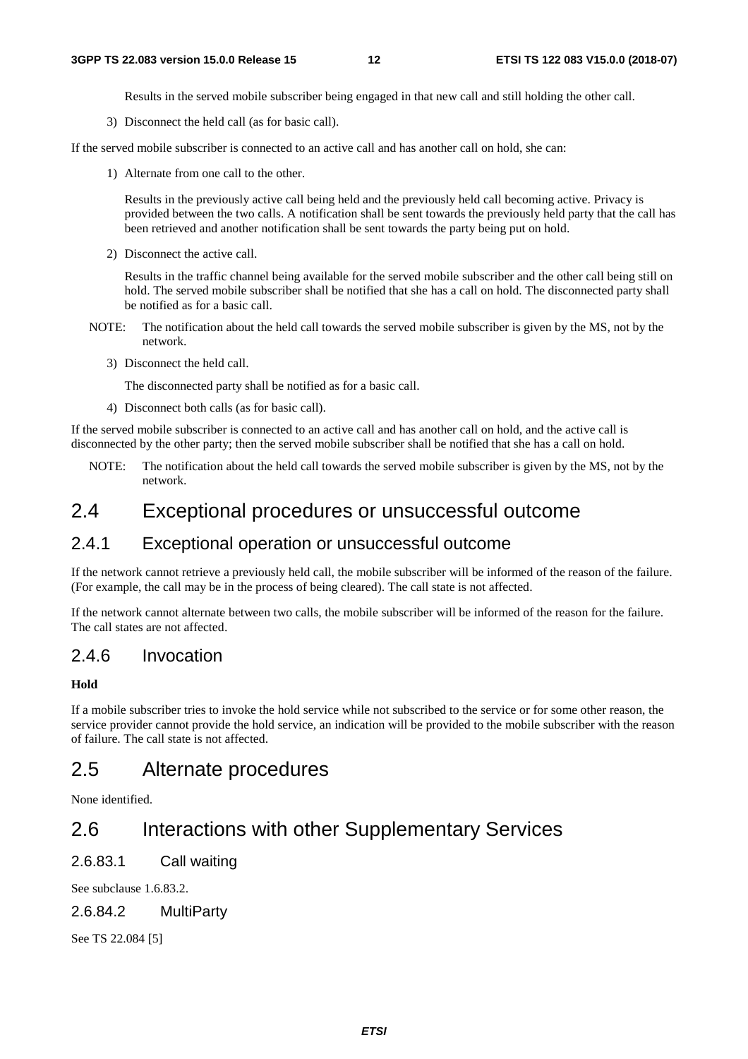Results in the served mobile subscriber being engaged in that new call and still holding the other call.

3) Disconnect the held call (as for basic call).

If the served mobile subscriber is connected to an active call and has another call on hold, she can:

1) Alternate from one call to the other.

   Results in the previously active call being held and the previously held call becoming active. Privacy is provided between the two calls. A notification shall be sent towards the previously held party that the call has been retrieved and another notification shall be sent towards the party being put on hold.

2) Disconnect the active call.

   Results in the traffic channel being available for the served mobile subscriber and the other call being still on hold. The served mobile subscriber shall be notified that she has a call on hold. The disconnected party shall be notified as for a basic call.

NOTE: The notification about the held call towards the served mobile subscriber is given by the MS, not by the network.

3) Disconnect the held call.

   The disconnected party shall be notified as for a basic call.

4) Disconnect both calls (as for basic call).

If the served mobile subscriber is connected to an active call and has another call on hold, and the active call is disconnected by the other party; then the served mobile subscriber shall be notified that she has a call on hold.

NOTE: The notification about the held call towards the served mobile subscriber is given by the MS, not by the network.

## 2.4 Exceptional procedures or unsuccessful outcome

### 2.4.1 Exceptional operation or unsuccessful outcome

If the network cannot retrieve a previously held call, the mobile subscriber will be informed of the reason of the failure. (For example, the call may be in the process of being cleared). The call state is not affected.

If the network cannot alternate between two calls, the mobile subscriber will be informed of the reason for the failure. The call states are not affected.

### 2.4.6 Invocation

**Hold**

If a mobile subscriber tries to invoke the hold service while not subscribed to the service or for some other reason, the service provider cannot provide the hold service, an indication will be provided to the mobile subscriber with the reason of failure. The call state is not affected.

## 2.5 Alternate procedures

None identified.

## 2.6 Interactions with other Supplementary Services

### 2.6.83.1 Call waiting

See subclause 1.6.83.2.

### 2.6.84.2 MultiParty

See TS 22.084 [5]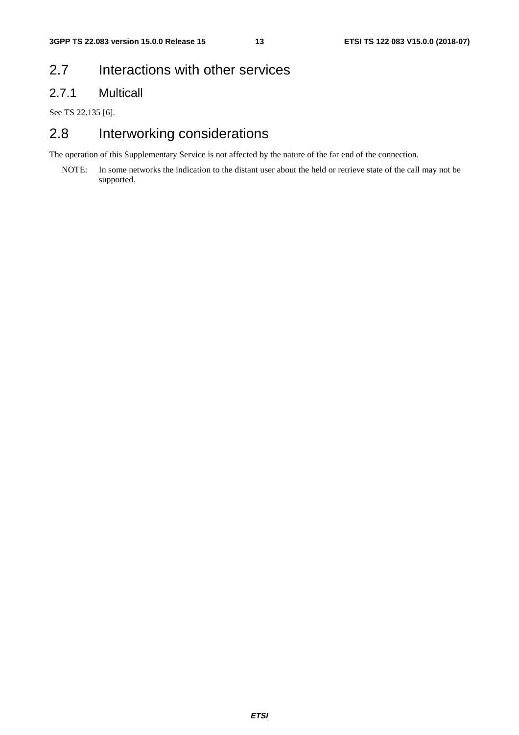## 2.7 Interactions with other services

### 2.7.1 Multicall

See TS 22.135 [6].

## 2.8 Interworking considerations

The operation of this Supplementary Service is not affected by the nature of the far end of the connection.

NOTE: In some networks the indication to the distant user about the held or retrieve state of the call may not be supported.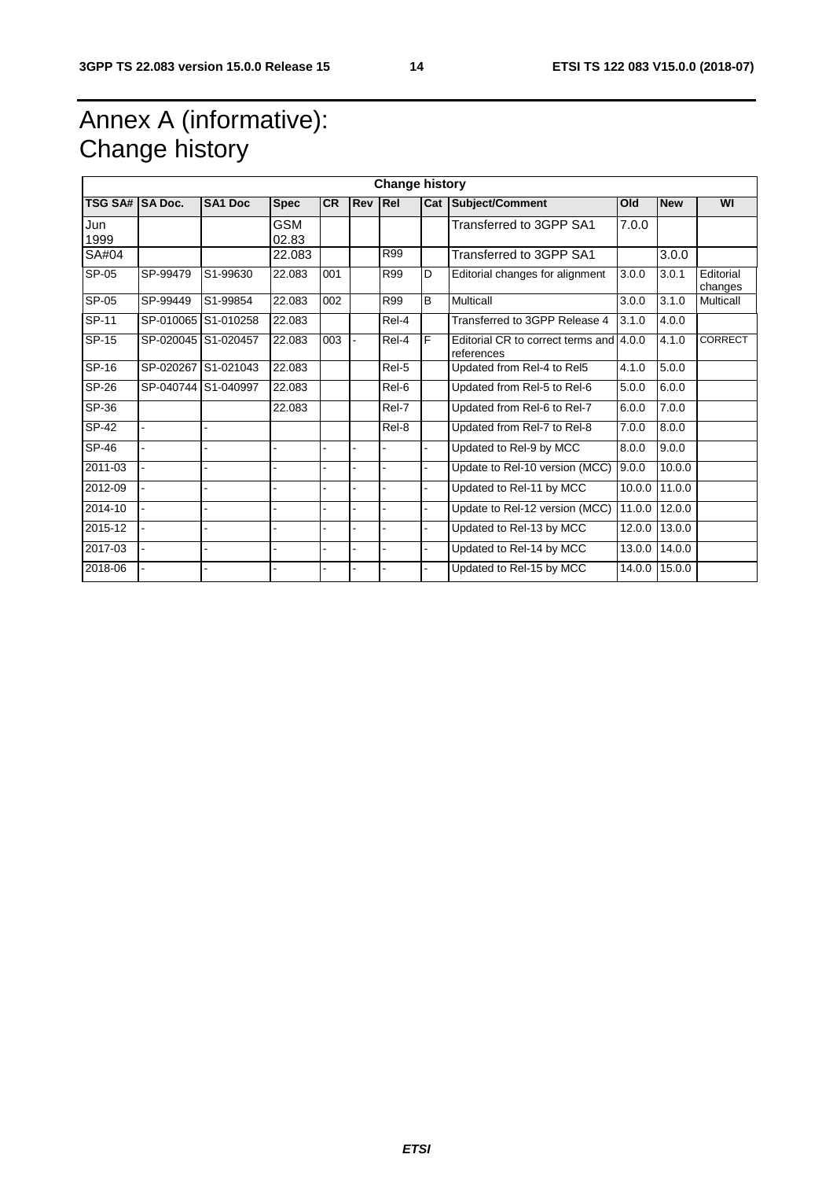# Annex A (informative): Change history

| Change history | | | | | | | | | | | |
|---|---|---|---|---|---|---|---|---|---|---|---|
| **TSG SA#** | **SA Doc.** | **SA1 Doc** | **Spec** | **CR** | **Rev** | **Rel** | **Cat** | **Subject/Comment** | **Old** | **New** | **WI** |
| Jun 1999 | | | GSM 02.83 | | | | | Transferred to 3GPP SA1 | 7.0.0 | | |
| SA#04 | | | 22.083 | | | R99 | | Transferred to 3GPP SA1 | | 3.0.0 | |
| SP-05 | SP-99479 | S1-99630 | 22.083 | 001 | | R99 | D | Editorial changes for alignment | 3.0.0 | 3.0.1 | Editorial changes |
| SP-05 | SP-99449 | S1-99854 | 22.083 | 002 | | R99 | B | Multicall | 3.0.0 | 3.1.0 | Multicall |
| SP-11 | SP-010065 | S1-010258 | 22.083 | | | Rel-4 | | Transferred to 3GPP Release 4 | 3.1.0 | 4.0.0 | |
| SP-15 | SP-020045 | S1-020457 | 22.083 | 003 | - | Rel-4 | F | Editorial CR to correct terms and references | 4.0.0 | 4.1.0 | CORRECT |
| SP-16 | SP-020267 | S1-021043 | 22.083 | | | Rel-5 | | Updated from Rel-4 to Rel5 | 4.1.0 | 5.0.0 | |
| SP-26 | SP-040744 | S1-040997 | 22.083 | | | Rel-6 | | Updated from Rel-5 to Rel-6 | 5.0.0 | 6.0.0 | |
| SP-36 | | | 22.083 | | | Rel-7 | | Updated from Rel-6 to Rel-7 | 6.0.0 | 7.0.0 | |
| SP-42 | - | - | | | | Rel-8 | | Updated from Rel-7 to Rel-8 | 7.0.0 | 8.0.0 | |
| SP-46 | - | - | - | - | - | - | - | Updated to Rel-9 by MCC | 8.0.0 | 9.0.0 | |
| 2011-03 | - | - | - | - | - | - | - | Update to Rel-10 version (MCC) | 9.0.0 | 10.0.0 | |
| 2012-09 | - | - | - | - | - | - | - | Updated to Rel-11 by MCC | 10.0.0 | 11.0.0 | |
| 2014-10 | - | - | - | - | - | - | - | Update to Rel-12 version (MCC) | 11.0.0 | 12.0.0 | |
| 2015-12 | - | - | - | - | - | - | - | Updated to Rel-13 by MCC | 12.0.0 | 13.0.0 | |
| 2017-03 | - | - | - | - | - | - | - | Updated to Rel-14 by MCC | 13.0.0 | 14.0.0 | |
| 2018-06 | - | - | - | - | - | - | - | Updated to Rel-15 by MCC | 14.0.0 | 15.0.0 | |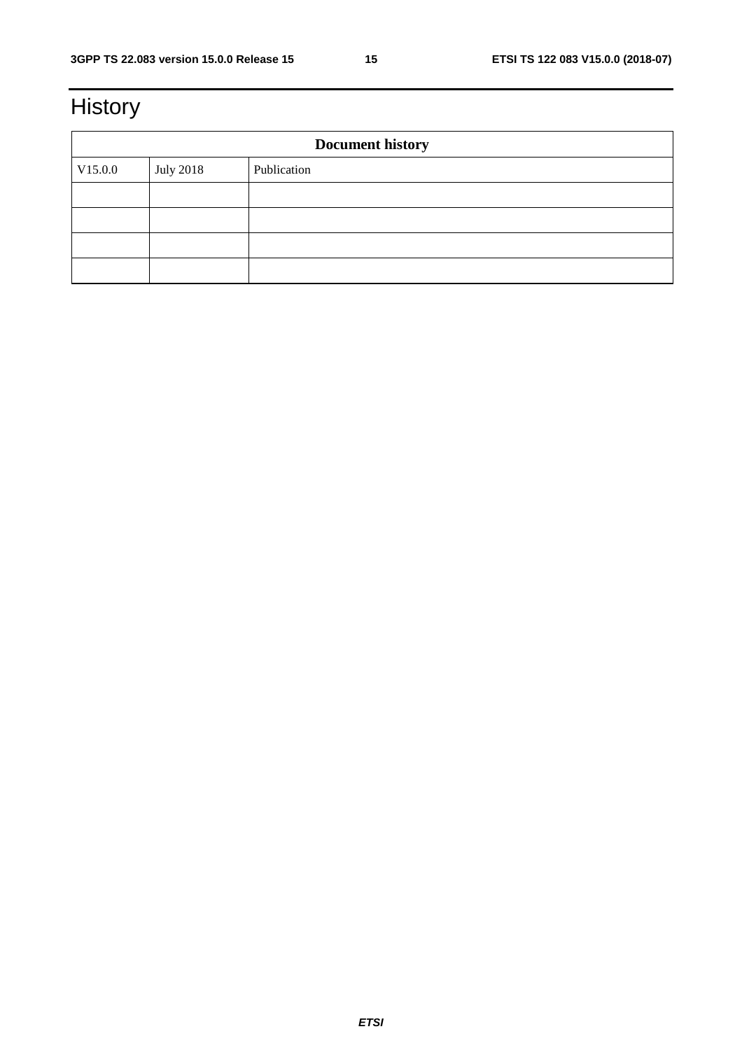# History

| Document history | | |
|---|---|---|
| V15.0.0 | July 2018 | Publication |
| | | |
| | | |
| | | |
| | | |